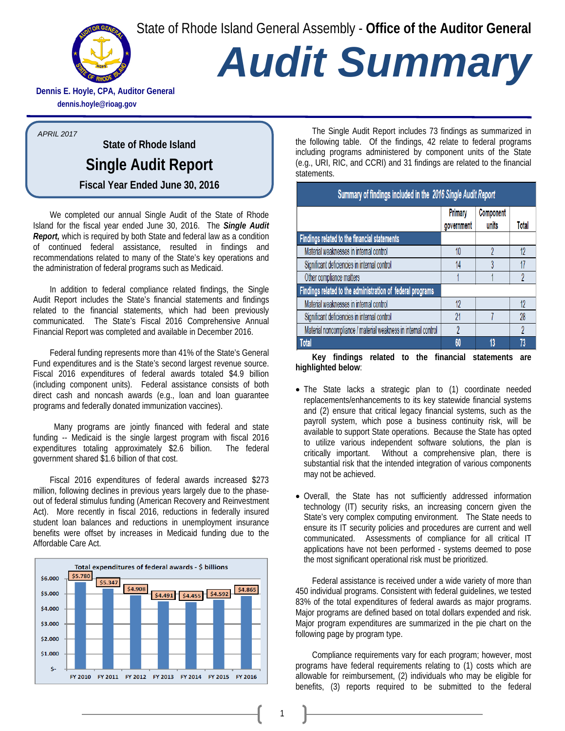State of Rhode Island General Assembly - **Office of the Auditor General**

# Audit Summary

**Dennis E. Hoyle, CPA, Auditor General**
**dennis.hoyle@rioag.gov**

*APRIL 2017*

## State of Rhode Island
## Single Audit Report
### Fiscal Year Ended June 30, 2016

We completed our annual Single Audit of the State of Rhode Island for the fiscal year ended June 30, 2016. The ***Single Audit Report,*** which is required by both State and federal law as a condition of continued federal assistance, resulted in findings and recommendations related to many of the State's key operations and the administration of federal programs such as Medicaid.

In addition to federal compliance related findings, the Single Audit Report includes the State's financial statements and findings related to the financial statements, which had been previously communicated. The State's Fiscal 2016 Comprehensive Annual Financial Report was completed and available in December 2016.

Federal funding represents more than 41% of the State's General Fund expenditures and is the State's second largest revenue source. Fiscal 2016 expenditures of federal awards totaled $4.9 billion (including component units). Federal assistance consists of both direct cash and noncash awards (e.g., loan and loan guarantee programs and federally donated immunization vaccines).

Many programs are jointly financed with federal and state funding -- Medicaid is the single largest program with fiscal 2016 expenditures totaling approximately $2.6 billion. The federal government shared $1.6 billion of that cost.

Fiscal 2016 expenditures of federal awards increased $273 million, following declines in previous years largely due to the phase-out of federal stimulus funding (American Recovery and Reinvestment Act). More recently in fiscal 2016, reductions in federally insured student loan balances and reductions in unemployment insurance benefits were offset by increases in Medicaid funding due to the Affordable Care Act.

**Total expenditures of federal awards - $ billions**

| FY 2010 | FY 2011 | FY 2012 | FY 2013 | FY 2014 | FY 2015 | FY 2016 |
|---|---|---|---|---|---|---|
| $5.780 | $5.347 | $4.908 | $4.491 | $4.455 | $4.592 | $4.865 |

The Single Audit Report includes 73 findings as summarized in the following table. Of the findings, 42 relate to federal programs including programs administered by component units of the State (e.g., URI, RIC, and CCRI) and 31 findings are related to the financial statements.

**Summary of findings included in the *2016 Single Audit Report***

| | Primary government | Component units | Total |
|---|---|---|---|
| **Findings related to the financial statements** | | | |
| Material weaknesses in internal control | 10 | 2 | 12 |
| Significant deficiencies in internal control | 14 | 3 | 17 |
| Other compliance matters | 1 | 1 | 2 |
| **Findings related to the administration of federal programs** | | | |
| Material weaknesses in internal control | 12 | | 12 |
| Significant deficiencies in internal control | 21 | 7 | 28 |
| Material noncompliance / material weakness in internal control | 2 | | 2 |
| **Total** | **60** | **13** | **73** |

**Key findings related to the financial statements are highlighted below**:

- The State lacks a strategic plan to (1) coordinate needed replacements/enhancements to its key statewide financial systems and (2) ensure that critical legacy financial systems, such as the payroll system, which pose a business continuity risk, will be available to support State operations. Because the State has opted to utilize various independent software solutions, the plan is critically important. Without a comprehensive plan, there is substantial risk that the intended integration of various components may not be achieved.

- Overall, the State has not sufficiently addressed information technology (IT) security risks, an increasing concern given the State's very complex computing environment. The State needs to ensure its IT security policies and procedures are current and well communicated. Assessments of compliance for all critical IT applications have not been performed - systems deemed to pose the most significant operational risk must be prioritized.

Federal assistance is received under a wide variety of more than 450 individual programs. Consistent with federal guidelines, we tested 83% of the total expenditures of federal awards as major programs. Major programs are defined based on total dollars expended and risk. Major program expenditures are summarized in the pie chart on the following page by program type.

Compliance requirements vary for each program; however, most programs have federal requirements relating to (1) costs which are allowable for reimbursement, (2) individuals who may be eligible for benefits, (3) reports required to be submitted to the federal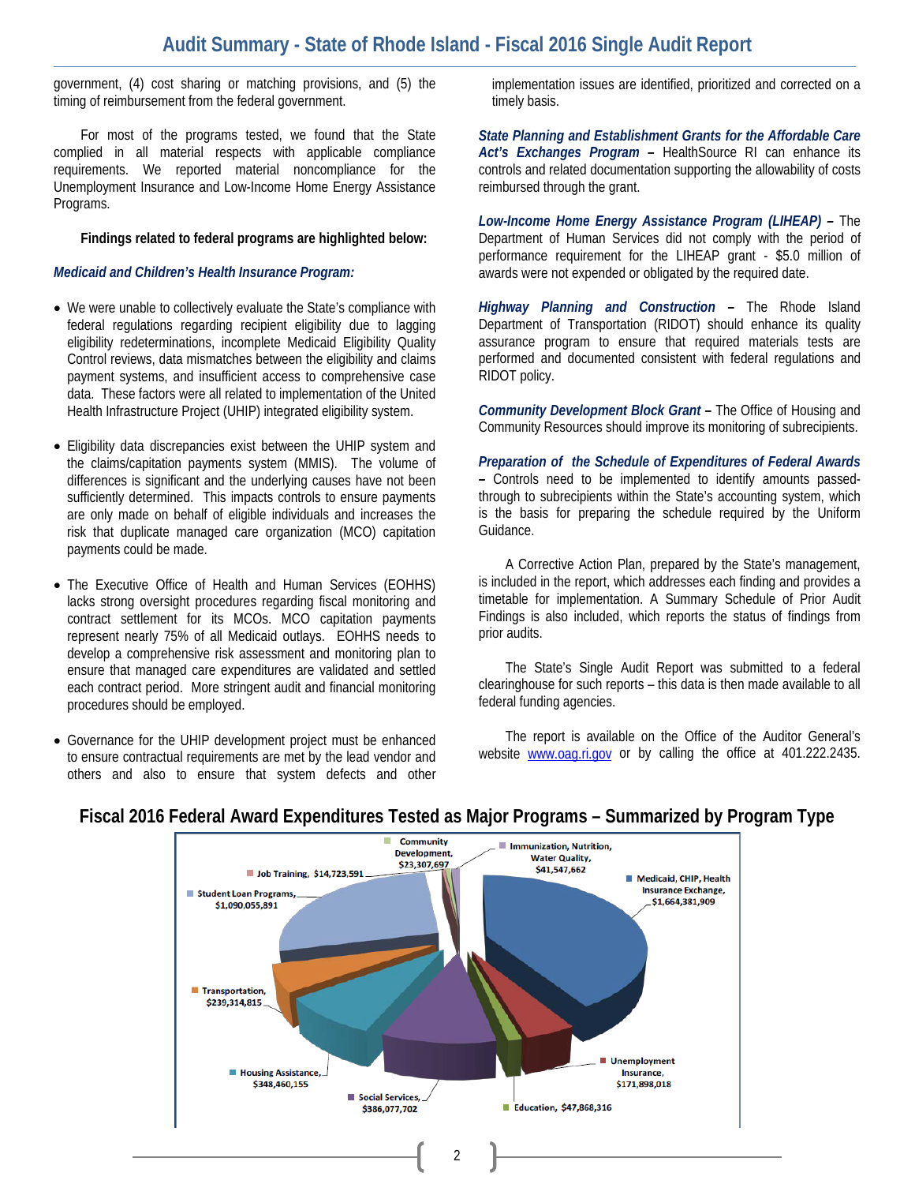government, (4) cost sharing or matching provisions, and (5) the timing of reimbursement from the federal government.

For most of the programs tested, we found that the State complied in all material respects with applicable compliance requirements. We reported material noncompliance for the Unemployment Insurance and Low-Income Home Energy Assistance Programs.

**Findings related to federal programs are highlighted below:**

***Medicaid and Children's Health Insurance Program:***

- We were unable to collectively evaluate the State's compliance with federal regulations regarding recipient eligibility due to lagging eligibility redeterminations, incomplete Medicaid Eligibility Quality Control reviews, data mismatches between the eligibility and claims payment systems, and insufficient access to comprehensive case data. These factors were all related to implementation of the United Health Infrastructure Project (UHIP) integrated eligibility system.

- Eligibility data discrepancies exist between the UHIP system and the claims/capitation payments system (MMIS). The volume of differences is significant and the underlying causes have not been sufficiently determined. This impacts controls to ensure payments are only made on behalf of eligible individuals and increases the risk that duplicate managed care organization (MCO) capitation payments could be made.

- The Executive Office of Health and Human Services (EOHHS) lacks strong oversight procedures regarding fiscal monitoring and contract settlement for its MCOs. MCO capitation payments represent nearly 75% of all Medicaid outlays. EOHHS needs to develop a comprehensive risk assessment and monitoring plan to ensure that managed care expenditures are validated and settled each contract period. More stringent audit and financial monitoring procedures should be employed.

- Governance for the UHIP development project must be enhanced to ensure contractual requirements are met by the lead vendor and others and also to ensure that system defects and other implementation issues are identified, prioritized and corrected on a timely basis.

***State Planning and Establishment Grants for the Affordable Care Act's Exchanges Program*** – HealthSource RI can enhance its controls and related documentation supporting the allowability of costs reimbursed through the grant.

***Low-Income Home Energy Assistance Program (LIHEAP)*** – The Department of Human Services did not comply with the period of performance requirement for the LIHEAP grant - $5.0 million of awards were not expended or obligated by the required date.

***Highway Planning and Construction*** – The Rhode Island Department of Transportation (RIDOT) should enhance its quality assurance program to ensure that required materials tests are performed and documented consistent with federal regulations and RIDOT policy.

***Community Development Block Grant*** – The Office of Housing and Community Resources should improve its monitoring of subrecipients.

***Preparation of the Schedule of Expenditures of Federal Awards*** – Controls need to be implemented to identify amounts passed-through to subrecipients within the State's accounting system, which is the basis for preparing the schedule required by the Uniform Guidance.

A Corrective Action Plan, prepared by the State's management, is included in the report, which addresses each finding and provides a timetable for implementation. A Summary Schedule of Prior Audit Findings is also included, which reports the status of findings from prior audits.

The State's Single Audit Report was submitted to a federal clearinghouse for such reports – this data is then made available to all federal funding agencies.

The report is available on the Office of the Auditor General's website www.oag.ri.gov or by calling the office at 401.222.2435.

## Fiscal 2016 Federal Award Expenditures Tested as Major Programs – Summarized by Program Type

Community Development, $23,307,697
Immunization, Nutrition, Water Quality, $41,547,662
Job Training, $14,723,591
Student Loan Programs, $1,090,055,891
Medicaid, CHIP, Health Insurance Exchange, $1,664,381,909
Transportation, $239,314,815
Housing Assistance, $348,460,155
Social Services, $386,077,702
Education, $47,868,316
Unemployment Insurance, $171,898,018